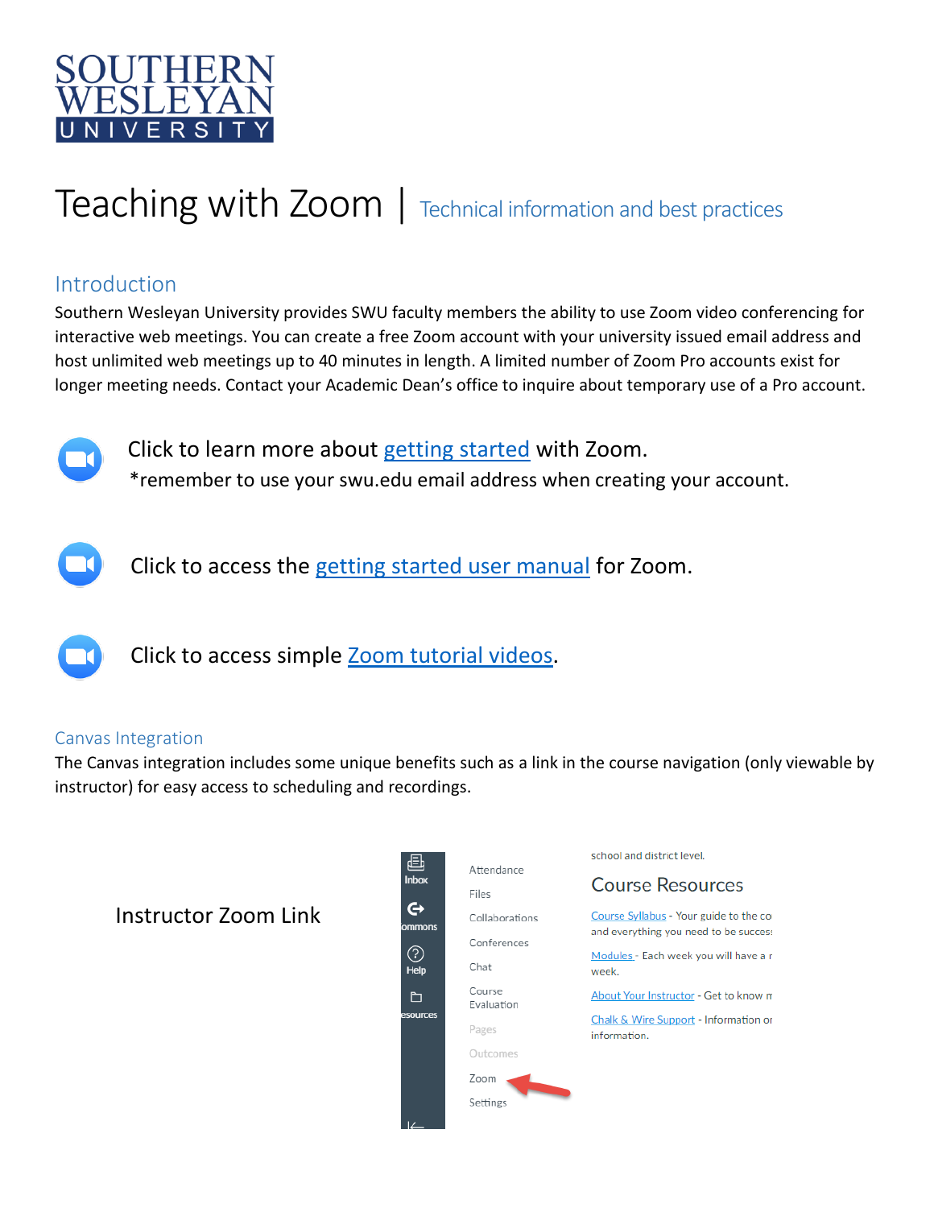# Teaching with Zoom | Technical information and best practices

## Introduction

Southern Wesleyan University provides SWU faculty members the ability to use Zoom video conferencing for interactive web meetings. You can create a free Zoom account with your university issued email address and host unlimited web meetings up to 40 minutes in length. A limited number of Zoom Pro accounts exist for longer meeting needs. Contact your Academic Dean's office to inquire about temporary use of a Pro account.

Click to learn more about getting started with Zoom.
*remember to use your swu.edu email address when creating your account.

Click to access the getting started user manual for Zoom.

Click to access simple Zoom tutorial videos.

## Canvas Integration

The Canvas integration includes some unique benefits such as a link in the course navigation (only viewable by instructor) for easy access to scheduling and recordings.

Instructor Zoom Link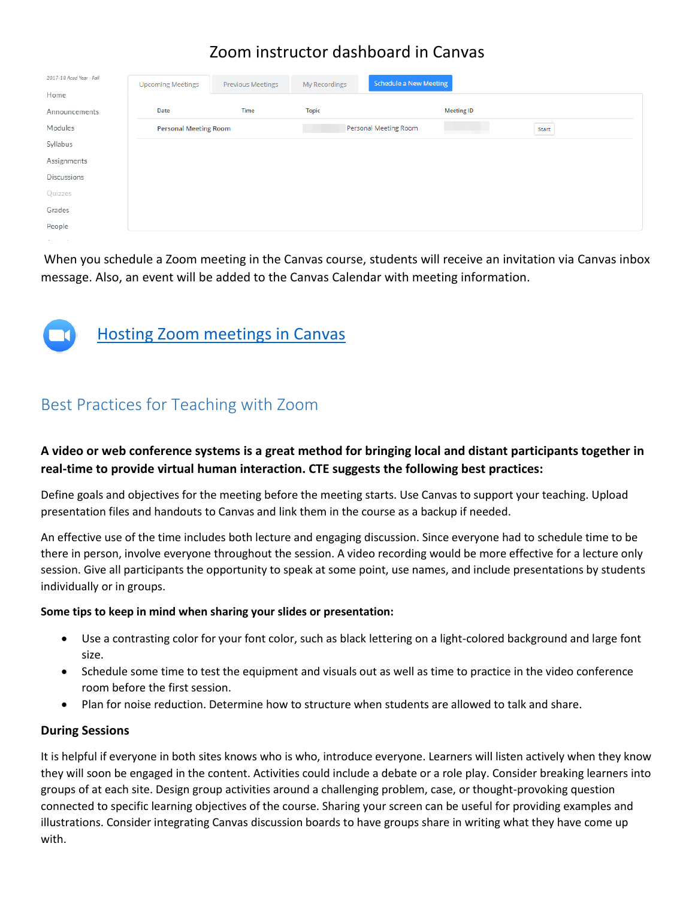Zoom instructor dashboard in Canvas

When you schedule a Zoom meeting in the Canvas course, students will receive an invitation via Canvas inbox message. Also, an event will be added to the Canvas Calendar with meeting information.

Hosting Zoom meetings in Canvas

## Best Practices for Teaching with Zoom

**A video or web conference systems is a great method for bringing local and distant participants together in real-time to provide virtual human interaction. CTE suggests the following best practices:**

Define goals and objectives for the meeting before the meeting starts. Use Canvas to support your teaching. Upload presentation files and handouts to Canvas and link them in the course as a backup if needed.

An effective use of the time includes both lecture and engaging discussion. Since everyone had to schedule time to be there in person, involve everyone throughout the session. A video recording would be more effective for a lecture only session. Give all participants the opportunity to speak at some point, use names, and include presentations by students individually or in groups.

**Some tips to keep in mind when sharing your slides or presentation:**

- Use a contrasting color for your font color, such as black lettering on a light-colored background and large font size.
- Schedule some time to test the equipment and visuals out as well as time to practice in the video conference room before the first session.
- Plan for noise reduction. Determine how to structure when students are allowed to talk and share.

**During Sessions**

It is helpful if everyone in both sites knows who is who, introduce everyone. Learners will listen actively when they know they will soon be engaged in the content. Activities could include a debate or a role play. Consider breaking learners into groups of at each site. Design group activities around a challenging problem, case, or thought-provoking question connected to specific learning objectives of the course. Sharing your screen can be useful for providing examples and illustrations. Consider integrating Canvas discussion boards to have groups share in writing what they have come up with.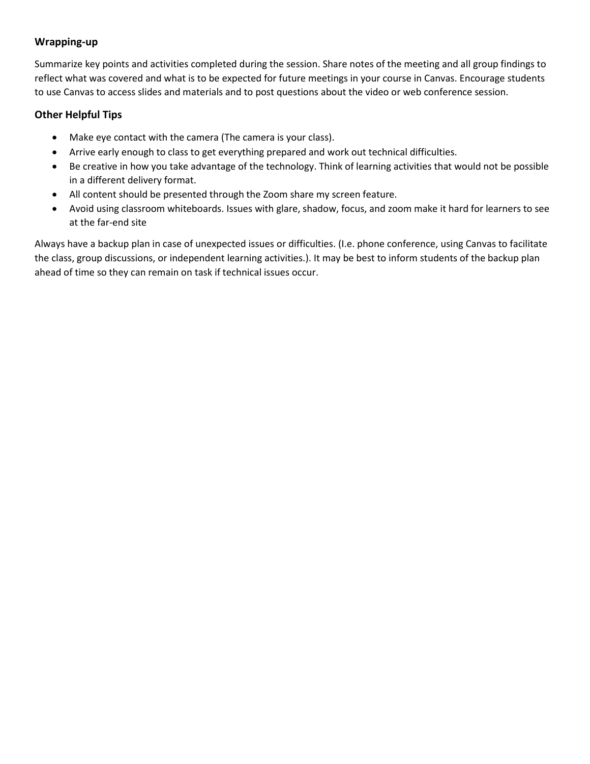### Wrapping-up

Summarize key points and activities completed during the session. Share notes of the meeting and all group findings to reflect what was covered and what is to be expected for future meetings in your course in Canvas. Encourage students to use Canvas to access slides and materials and to post questions about the video or web conference session.

### Other Helpful Tips

- Make eye contact with the camera (The camera is your class).
- Arrive early enough to class to get everything prepared and work out technical difficulties.
- Be creative in how you take advantage of the technology. Think of learning activities that would not be possible in a different delivery format.
- All content should be presented through the Zoom share my screen feature.
- Avoid using classroom whiteboards. Issues with glare, shadow, focus, and zoom make it hard for learners to see at the far-end site

Always have a backup plan in case of unexpected issues or difficulties. (I.e. phone conference, using Canvas to facilitate the class, group discussions, or independent learning activities.). It may be best to inform students of the backup plan ahead of time so they can remain on task if technical issues occur.